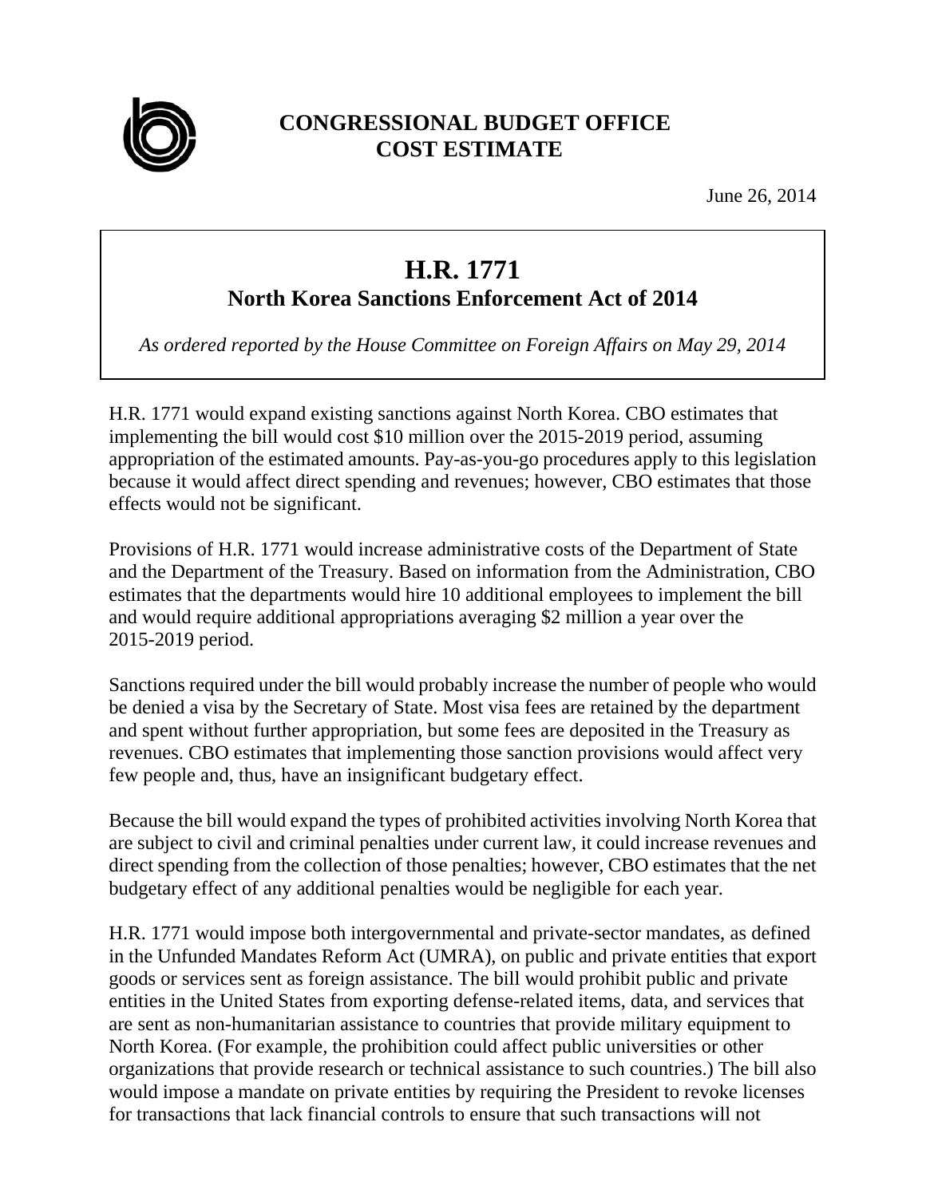**CONGRESSIONAL BUDGET OFFICE**
**COST ESTIMATE**

June 26, 2014

# H.R. 1771
## North Korea Sanctions Enforcement Act of 2014

*As ordered reported by the House Committee on Foreign Affairs on May 29, 2014*

H.R. 1771 would expand existing sanctions against North Korea. CBO estimates that implementing the bill would cost $10 million over the 2015-2019 period, assuming appropriation of the estimated amounts. Pay-as-you-go procedures apply to this legislation because it would affect direct spending and revenues; however, CBO estimates that those effects would not be significant.

Provisions of H.R. 1771 would increase administrative costs of the Department of State and the Department of the Treasury. Based on information from the Administration, CBO estimates that the departments would hire 10 additional employees to implement the bill and would require additional appropriations averaging $2 million a year over the 2015-2019 period.

Sanctions required under the bill would probably increase the number of people who would be denied a visa by the Secretary of State. Most visa fees are retained by the department and spent without further appropriation, but some fees are deposited in the Treasury as revenues. CBO estimates that implementing those sanction provisions would affect very few people and, thus, have an insignificant budgetary effect.

Because the bill would expand the types of prohibited activities involving North Korea that are subject to civil and criminal penalties under current law, it could increase revenues and direct spending from the collection of those penalties; however, CBO estimates that the net budgetary effect of any additional penalties would be negligible for each year.

H.R. 1771 would impose both intergovernmental and private-sector mandates, as defined in the Unfunded Mandates Reform Act (UMRA), on public and private entities that export goods or services sent as foreign assistance. The bill would prohibit public and private entities in the United States from exporting defense-related items, data, and services that are sent as non-humanitarian assistance to countries that provide military equipment to North Korea. (For example, the prohibition could affect public universities or other organizations that provide research or technical assistance to such countries.) The bill also would impose a mandate on private entities by requiring the President to revoke licenses for transactions that lack financial controls to ensure that such transactions will not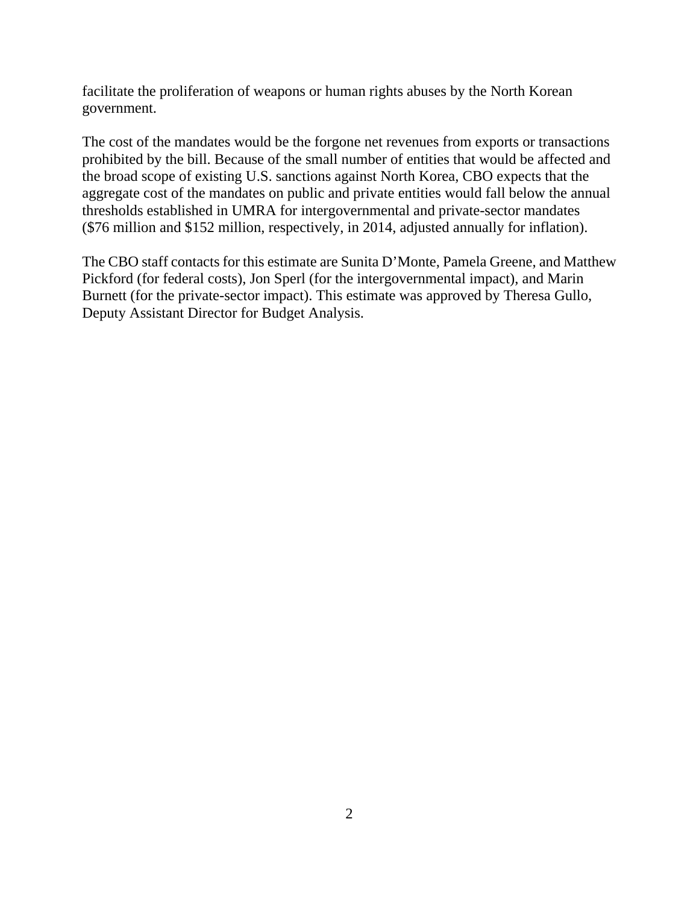facilitate the proliferation of weapons or human rights abuses by the North Korean government.

The cost of the mandates would be the forgone net revenues from exports or transactions prohibited by the bill. Because of the small number of entities that would be affected and the broad scope of existing U.S. sanctions against North Korea, CBO expects that the aggregate cost of the mandates on public and private entities would fall below the annual thresholds established in UMRA for intergovernmental and private-sector mandates ($76 million and $152 million, respectively, in 2014, adjusted annually for inflation).

The CBO staff contacts for this estimate are Sunita D'Monte, Pamela Greene, and Matthew Pickford (for federal costs), Jon Sperl (for the intergovernmental impact), and Marin Burnett (for the private-sector impact). This estimate was approved by Theresa Gullo, Deputy Assistant Director for Budget Analysis.